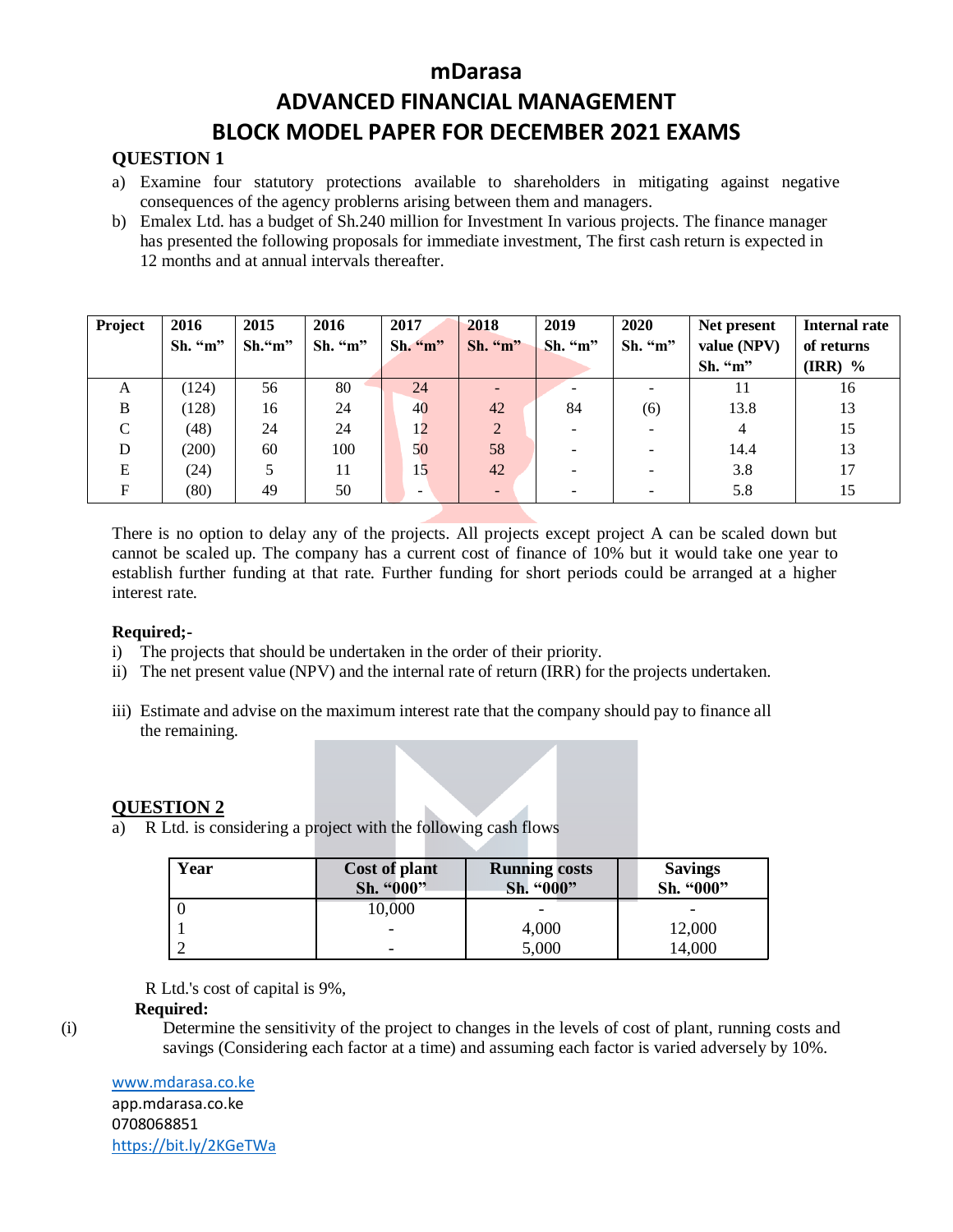# mDarasa

# ADVANCED FINANCIAL MANAGEMENT

# BLOCK MODEL PAPER FOR DECEMBER 2021 EXAMS

## QUESTION 1

a) Examine four statutory protections available to shareholders in mitigating against negative consequences of the agency problerns arising between them and managers.

b) Emalex Ltd. has a budget of Sh.240 million for Investment In various projects. The finance manager has presented the following proposals for immediate investment, The first cash return is expected in 12 months and at annual intervals thereafter.

| Project | 2016 Sh. "m" | 2015 Sh."m" | 2016 Sh. "m" | 2017 Sh. "m" | 2018 Sh. "m" | 2019 Sh. "m" | 2020 Sh. "m" | Net present value (NPV) Sh. "m" | Internal rate of returns (IRR) % |
|---|---|---|---|---|---|---|---|---|---|
| A | (124) | 56 | 80 | 24 | - | - | - | 11 | 16 |
| B | (128) | 16 | 24 | 40 | 42 | 84 | (6) | 13.8 | 13 |
| C | (48) | 24 | 24 | 12 | 2 | - | - | 4 | 15 |
| D | (200) | 60 | 100 | 50 | 58 | - | - | 14.4 | 13 |
| E | (24) | 5 | 11 | 15 | 42 | - | - | 3.8 | 17 |
| F | (80) | 49 | 50 | - | - | - | - | 5.8 | 15 |

There is no option to delay any of the projects. All projects except project A can be scaled down but cannot be scaled up. The company has a current cost of finance of 10% but it would take one year to establish further funding at that rate. Further funding for short periods could be arranged at a higher interest rate.

**Required;-**

i) The projects that should be undertaken in the order of their priority.

ii) The net present value (NPV) and the internal rate of return (IRR) for the projects undertaken.

iii) Estimate and advise on the maximum interest rate that the company should pay to finance all the remaining.

## QUESTION 2

a) R Ltd. is considering a project with the following cash flows

| Year | Cost of plant Sh. "000" | Running costs Sh. "000" | Savings Sh. "000" |
|---|---|---|---|
| 0 | 10,000 | - | - |
| 1 | - | 4,000 | 12,000 |
| 2 | - | 5,000 | 14,000 |

R Ltd.'s cost of capital is 9%,

**Required:**

(i) Determine the sensitivity of the project to changes in the levels of cost of plant, running costs and savings (Considering each factor at a time) and assuming each factor is varied adversely by 10%.

www.mdarasa.co.ke
app.mdarasa.co.ke
0708068851
https://bit.ly/2KGeTWa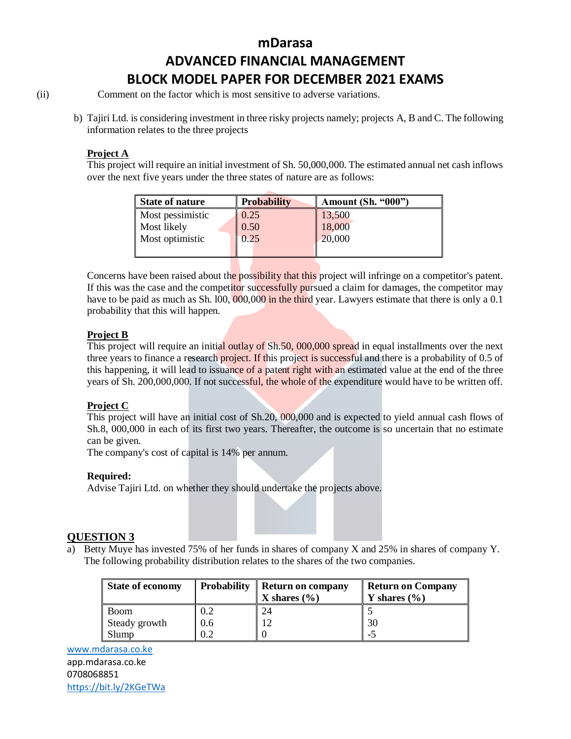(ii) Comment on the factor which is most sensitive to adverse variations.

b) Tajiri Ltd. is considering investment in three risky projects namely; projects A, B and C. The following information relates to the three projects

**Project A**

This project will require an initial investment of Sh. 50,000,000. The estimated annual net cash inflows over the next five years under the three states of nature are as follows:

| State of nature | Probability | Amount (Sh. "000") |
|---|---|---|
| Most pessimistic | 0.25 | 13,500 |
| Most likely | 0.50 | 18,000 |
| Most optimistic | 0.25 | 20,000 |

Concerns have been raised about the possibility that this project will infringe on a competitor's patent. If this was the case and the competitor successfully pursued a claim for damages, the competitor may have to be paid as much as Sh. l00, 000,000 in the third year. Lawyers estimate that there is only a 0.1 probability that this will happen.

**Project B**

This project will require an initial outlay of Sh.50, 000,000 spread in equal installments over the next three years to finance a research project. If this project is successful and there is a probability of 0.5 of this happening, it will lead to issuance of a patent right with an estimated value at the end of the three years of Sh. 200,000,000. If not successful, the whole of the expenditure would have to be written off.

**Project C**

This project will have an initial cost of Sh.20, 000,000 and is expected to yield annual cash flows of Sh.8, 000,000 in each of its first two years. Thereafter, the outcome is so uncertain that no estimate can be given.

The company's cost of capital is 14% per annum.

**Required:**

Advise Tajiri Ltd. on whether they should undertake the projects above.

## QUESTION 3

a) Betty Muye has invested 75% of her funds in shares of company X and 25% in shares of company Y. The following probability distribution relates to the shares of the two companies.

| State of economy | Probability | Return on company X shares (%) | Return on Company Y shares (%) |
|---|---|---|---|
| Boom | 0.2 | 24 | 5 |
| Steady growth | 0.6 | 12 | 30 |
| Slump | 0.2 | 0 | -5 |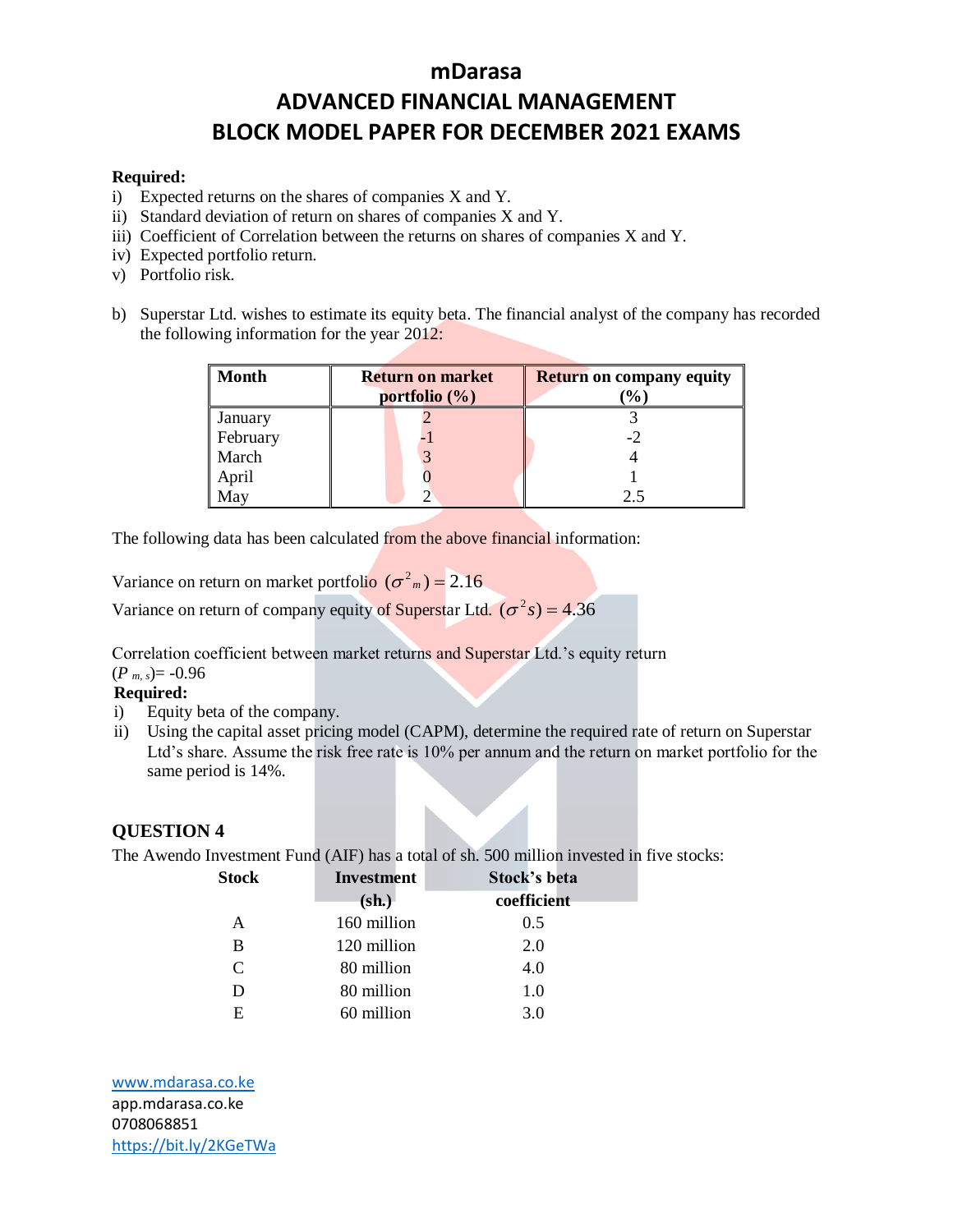**Required:**

i) Expected returns on the shares of companies X and Y.
ii) Standard deviation of return on shares of companies X and Y.
iii) Coefficient of Correlation between the returns on shares of companies X and Y.
iv) Expected portfolio return.
v) Portfolio risk.

b) Superstar Ltd. wishes to estimate its equity beta. The financial analyst of the company has recorded the following information for the year 2012:

| Month | Return on market portfolio (%) | Return on company equity (%) |
|---|---|---|
| January | 2 | 3 |
| February | -1 | -2 |
| March | 3 | 4 |
| April | 0 | 1 |
| May | 2 | 2.5 |

The following data has been calculated from the above financial information:

Variance on return on market portfolio $(\sigma^2{}_m) = 2.16$

Variance on return of company equity of Superstar Ltd. $(\sigma^2 s) = 4.36$

Correlation coefficient between market returns and Superstar Ltd.'s equity return $(P_{m,s})$= -0.96

**Required:**

i) Equity beta of the company.
ii) Using the capital asset pricing model (CAPM), determine the required rate of return on Superstar Ltd's share. Assume the risk free rate is 10% per annum and the return on market portfolio for the same period is 14%.

## QUESTION 4

The Awendo Investment Fund (AIF) has a total of sh. 500 million invested in five stocks:

| Stock | Investment (sh.) | Stock's beta coefficient |
|---|---|---|
| A | 160 million | 0.5 |
| B | 120 million | 2.0 |
| C | 80 million | 4.0 |
| D | 80 million | 1.0 |
| E | 60 million | 3.0 |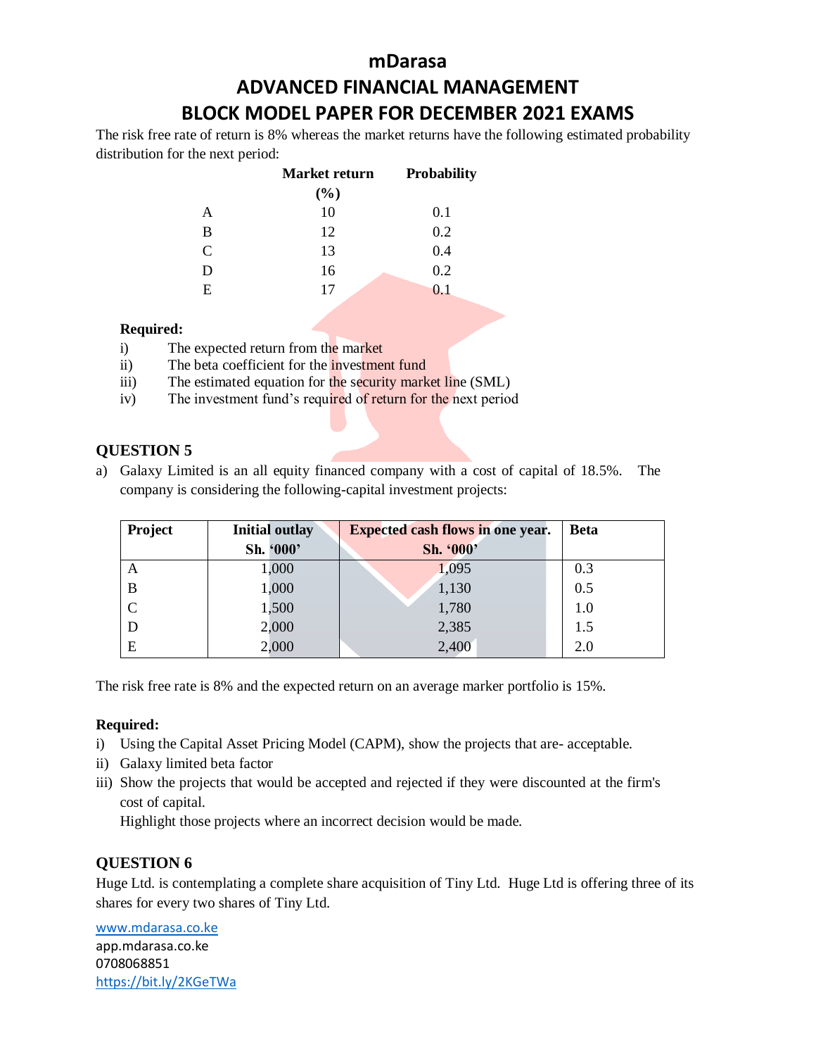The risk free rate of return is 8% whereas the market returns have the following estimated probability distribution for the next period:

| | Market return (%) | Probability |
|---|---|---|
| A | 10 | 0.1 |
| B | 12 | 0.2 |
| C | 13 | 0.4 |
| D | 16 | 0.2 |
| E | 17 | 0.1 |

**Required:**

i) The expected return from the market

ii) The beta coefficient for the investment fund

iii) The estimated equation for the security market line (SML)

iv) The investment fund's required of return for the next period

## QUESTION 5

a) Galaxy Limited is an all equity financed company with a cost of capital of 18.5%. The company is considering the following-capital investment projects:

| Project | Initial outlay Sh. '000' | Expected cash flows in one year. Sh. '000' | Beta |
|---|---|---|---|
| A | 1,000 | 1,095 | 0.3 |
| B | 1,000 | 1,130 | 0.5 |
| C | 1,500 | 1,780 | 1.0 |
| D | 2,000 | 2,385 | 1.5 |
| E | 2,000 | 2,400 | 2.0 |

The risk free rate is 8% and the expected return on an average marker portfolio is 15%.

**Required:**

i) Using the Capital Asset Pricing Model (CAPM), show the projects that are- acceptable.

ii) Galaxy limited beta factor

iii) Show the projects that would be accepted and rejected if they were discounted at the firm's cost of capital.
Highlight those projects where an incorrect decision would be made.

## QUESTION 6

Huge Ltd. is contemplating a complete share acquisition of Tiny Ltd. Huge Ltd is offering three of its shares for every two shares of Tiny Ltd.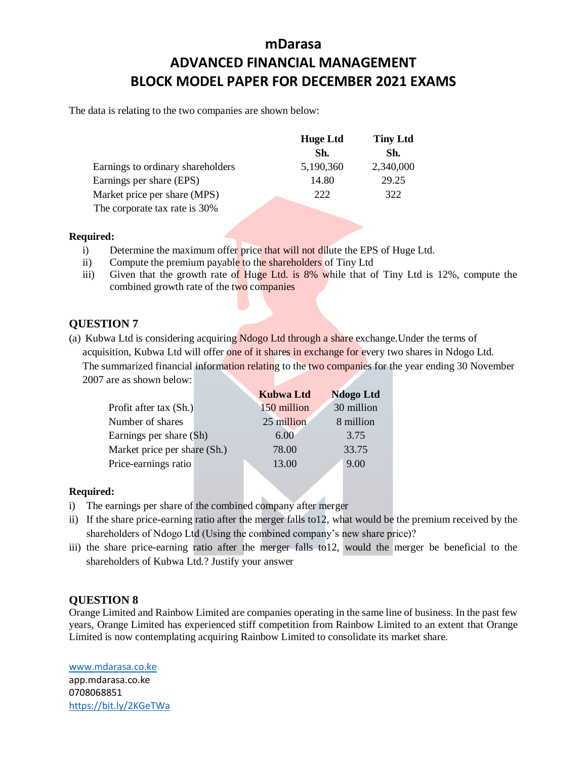The data is relating to the two companies are shown below:

| | Huge Ltd | Tiny Ltd |
|---|---|---|
| | Sh. | Sh. |
| Earnings to ordinary shareholders | 5,190,360 | 2,340,000 |
| Earnings per share (EPS) | 14.80 | 29.25 |
| Market price per share (MPS) | 222 | 322 |

The corporate tax rate is 30%

**Required:**

i) Determine the maximum offer price that will not dilute the EPS of Huge Ltd.

ii) Compute the premium payable to the shareholders of Tiny Ltd

iii) Given that the growth rate of Huge Ltd. is 8% while that of Tiny Ltd is 12%, compute the combined growth rate of the two companies

## QUESTION 7

(a) Kubwa Ltd is considering acquiring Ndogo Ltd through a share exchange.Under the terms of acquisition, Kubwa Ltd will offer one of it shares in exchange for every two shares in Ndogo Ltd. The summarized financial information relating to the two companies for the year ending 30 November 2007 are as shown below:

| | Kubwa Ltd | Ndogo Ltd |
|---|---|---|
| Profit after tax (Sh.) | 150 million | 30 million |
| Number of shares | 25 million | 8 million |
| Earnings per share (Sh) | 6.00 | 3.75 |
| Market price per share (Sh.) | 78.00 | 33.75 |
| Price-earnings ratio | 13.00 | 9.00 |

**Required:**

i) The earnings per share of the combined company after merger

ii) If the share price-earning ratio after the merger falls to12, what would be the premium received by the shareholders of Ndogo Ltd (Using the combined company's new share price)?

iii) the share price-earning ratio after the merger falls to12, would the merger be beneficial to the shareholders of Kubwa Ltd.? Justify your answer

## QUESTION 8

Orange Limited and Rainbow Limited are companies operating in the same line of business. In the past few years, Orange Limited has experienced stiff competition from Rainbow Limited to an extent that Orange Limited is now contemplating acquiring Rainbow Limited to consolidate its market share.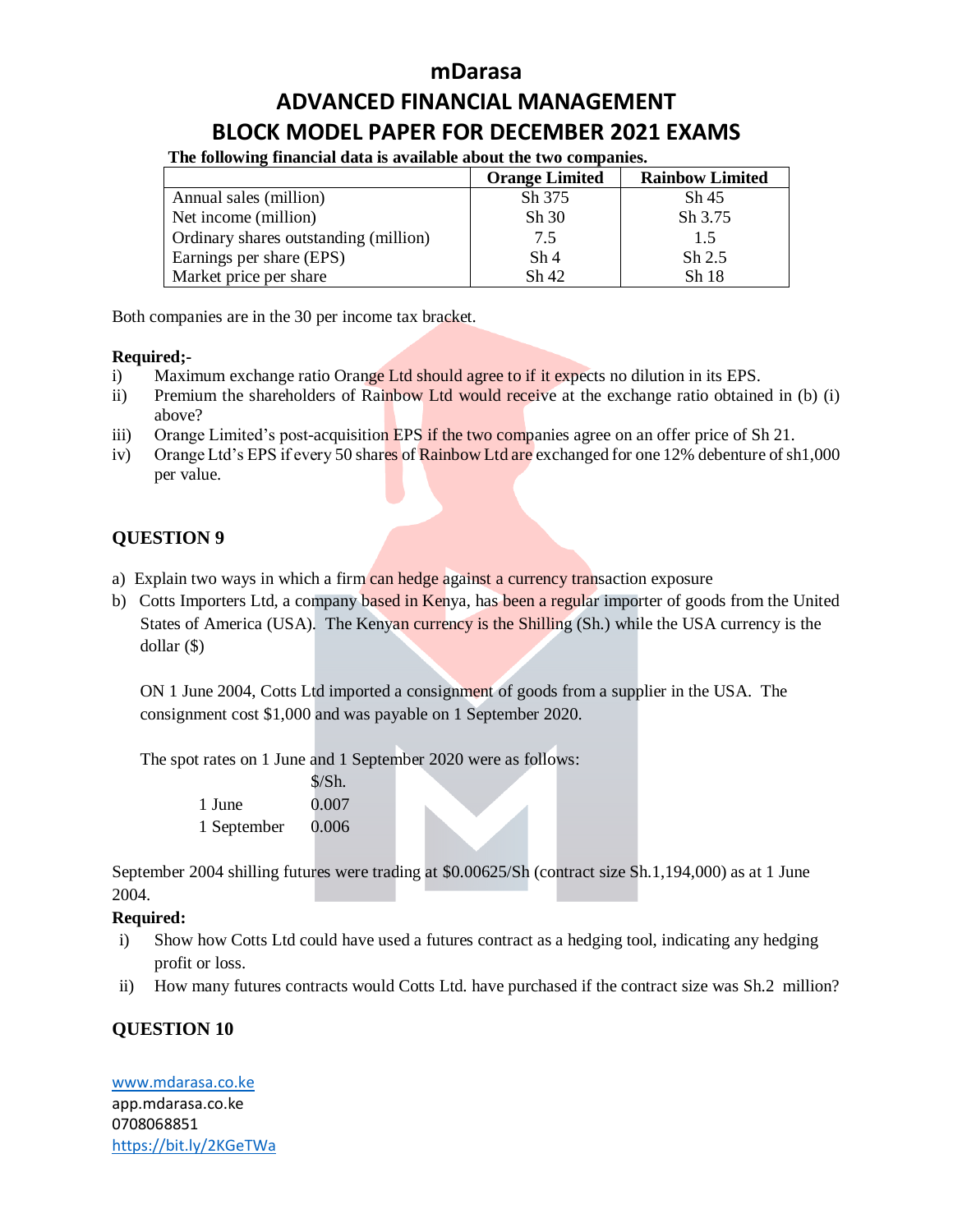The following financial data is available about the two companies.

| | Orange Limited | Rainbow Limited |
|---|---|---|
| Annual sales (million) | Sh 375 | Sh 45 |
| Net income (million) | Sh 30 | Sh 3.75 |
| Ordinary shares outstanding (million) | 7.5 | 1.5 |
| Earnings per share (EPS) | Sh 4 | Sh 2.5 |
| Market price per share | Sh 42 | Sh 18 |

Both companies are in the 30 per income tax bracket.

**Required;-**

i) Maximum exchange ratio Orange Ltd should agree to if it expects no dilution in its EPS.

ii) Premium the shareholders of Rainbow Ltd would receive at the exchange ratio obtained in (b) (i) above?

iii) Orange Limited's post-acquisition EPS if the two companies agree on an offer price of Sh 21.

iv) Orange Ltd's EPS if every 50 shares of Rainbow Ltd are exchanged for one 12% debenture of sh1,000 per value.

## QUESTION 9

a) Explain two ways in which a firm can hedge against a currency transaction exposure

b) Cotts Importers Ltd, a company based in Kenya, has been a regular importer of goods from the United States of America (USA). The Kenyan currency is the Shilling (Sh.) while the USA currency is the dollar ($)

ON 1 June 2004, Cotts Ltd imported a consignment of goods from a supplier in the USA. The consignment cost $1,000 and was payable on 1 September 2020.

The spot rates on 1 June and 1 September 2020 were as follows:

| | $/Sh. |
|---|---|
| 1 June | 0.007 |
| 1 September | 0.006 |

September 2004 shilling futures were trading at $0.00625/Sh (contract size Sh.1,194,000) as at 1 June 2004.

**Required:**

i) Show how Cotts Ltd could have used a futures contract as a hedging tool, indicating any hedging profit or loss.

ii) How many futures contracts would Cotts Ltd. have purchased if the contract size was Sh.2 million?

## QUESTION 10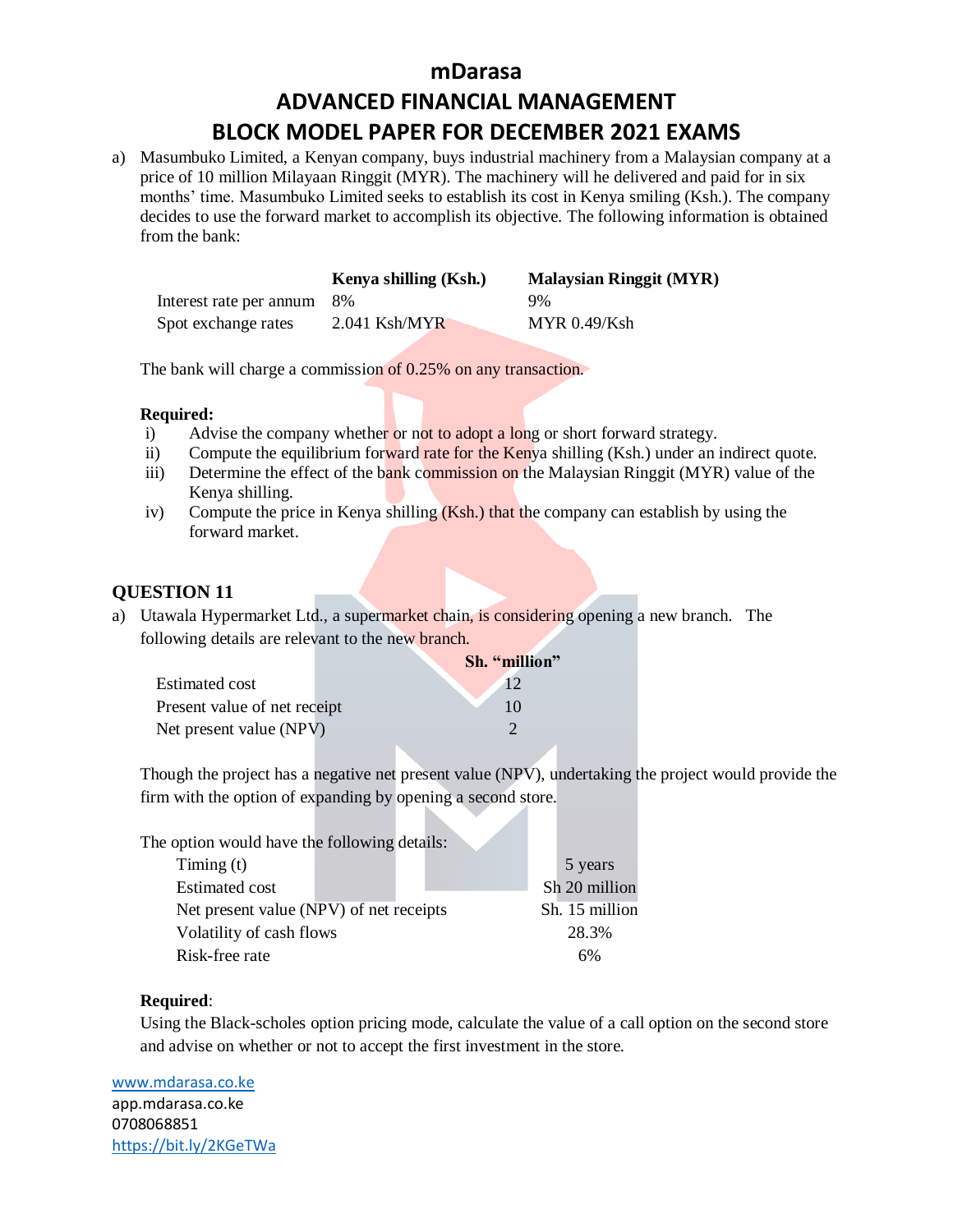a) Masumbuko Limited, a Kenyan company, buys industrial machinery from a Malaysian company at a price of 10 million Milayaan Ringgit (MYR). The machinery will he delivered and paid for in six months' time. Masumbuko Limited seeks to establish its cost in Kenya smiling (Ksh.). The company decides to use the forward market to accomplish its objective. The following information is obtained from the bank:

| | Kenya shilling (Ksh.) | Malaysian Ringgit (MYR) |
|---|---|---|
| Interest rate per annum | 8% | 9% |
| Spot exchange rates | 2.041 Ksh/MYR | MYR 0.49/Ksh |

The bank will charge a commission of 0.25% on any transaction.

**Required:**

i) Advise the company whether or not to adopt a long or short forward strategy.

ii) Compute the equilibrium forward rate for the Kenya shilling (Ksh.) under an indirect quote.

iii) Determine the effect of the bank commission on the Malaysian Ringgit (MYR) value of the Kenya shilling.

iv) Compute the price in Kenya shilling (Ksh.) that the company can establish by using the forward market.

## QUESTION 11

a) Utawala Hypermarket Ltd., a supermarket chain, is considering opening a new branch. The following details are relevant to the new branch.

| | Sh. "million" |
|---|---|
| Estimated cost | 12 |
| Present value of net receipt | 10 |
| Net present value (NPV) | 2 |

Though the project has a negative net present value (NPV), undertaking the project would provide the firm with the option of expanding by opening a second store.

The option would have the following details:

| | |
|---|---|
| Timing (t) | 5 years |
| Estimated cost | Sh 20 million |
| Net present value (NPV) of net receipts | Sh. 15 million |
| Volatility of cash flows | 28.3% |
| Risk-free rate | 6% |

**Required**:

Using the Black-scholes option pricing mode, calculate the value of a call option on the second store and advise on whether or not to accept the first investment in the store.

www.mdarasa.co.ke
app.mdarasa.co.ke
0708068851
https://bit.ly/2KGeTWa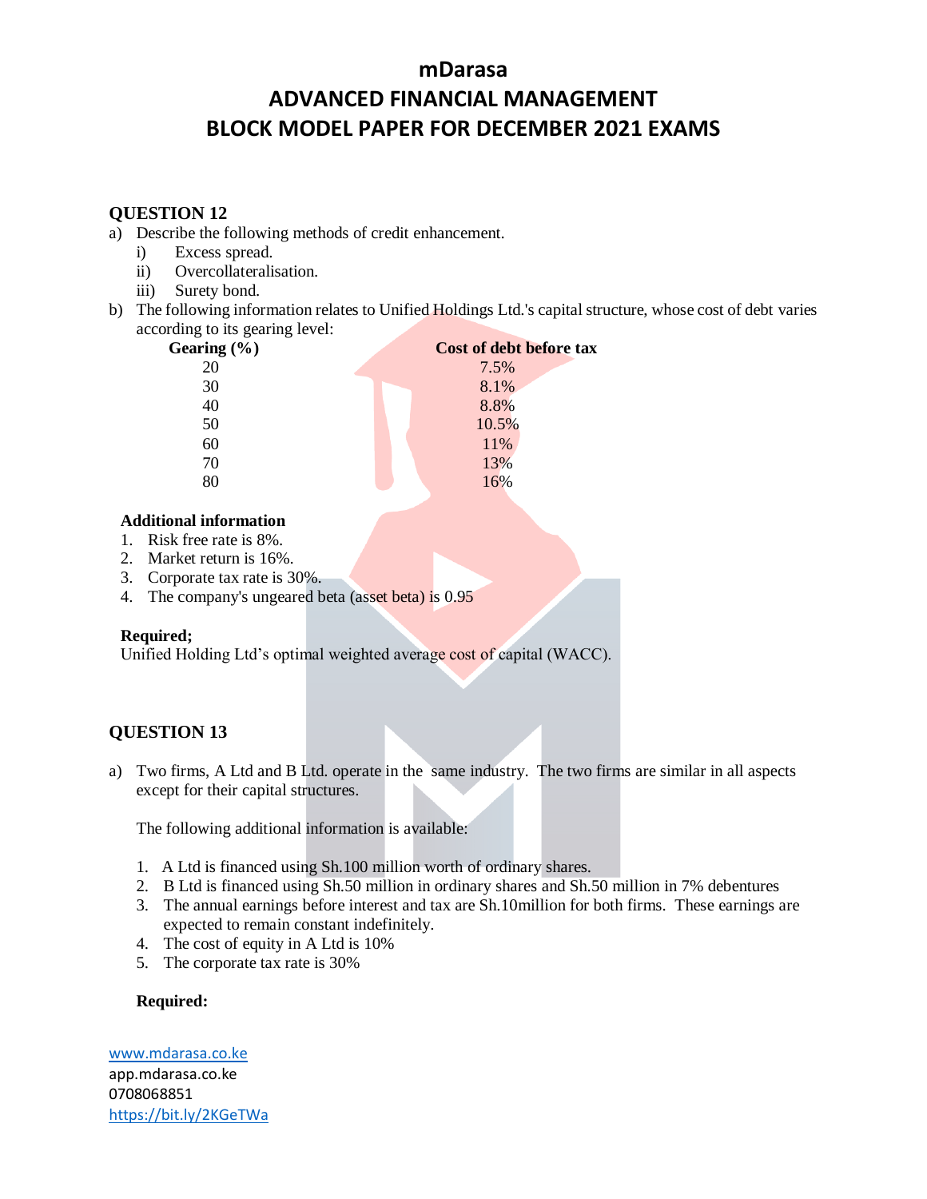## QUESTION 12

a) Describe the following methods of credit enhancement.
   i) Excess spread.
   ii) Overcollateralisation.
   iii) Surety bond.

b) The following information relates to Unified Holdings Ltd.'s capital structure, whose cost of debt varies according to its gearing level:

| Gearing (%) | Cost of debt before tax |
|---|---|
| 20 | 7.5% |
| 30 | 8.1% |
| 40 | 8.8% |
| 50 | 10.5% |
| 60 | 11% |
| 70 | 13% |
| 80 | 16% |

**Additional information**

1. Risk free rate is 8%.
2. Market return is 16%.
3. Corporate tax rate is 30%.
4. The company's ungeared beta (asset beta) is 0.95

**Required;**

Unified Holding Ltd's optimal weighted average cost of capital (WACC).

## QUESTION 13

a) Two firms, A Ltd and B Ltd. operate in the same industry. The two firms are similar in all aspects except for their capital structures.

   The following additional information is available:

   1. A Ltd is financed using Sh.100 million worth of ordinary shares.
   2. B Ltd is financed using Sh.50 million in ordinary shares and Sh.50 million in 7% debentures
   3. The annual earnings before interest and tax are Sh.10million for both firms. These earnings are expected to remain constant indefinitely.
   4. The cost of equity in A Ltd is 10%
   5. The corporate tax rate is 30%

   **Required:**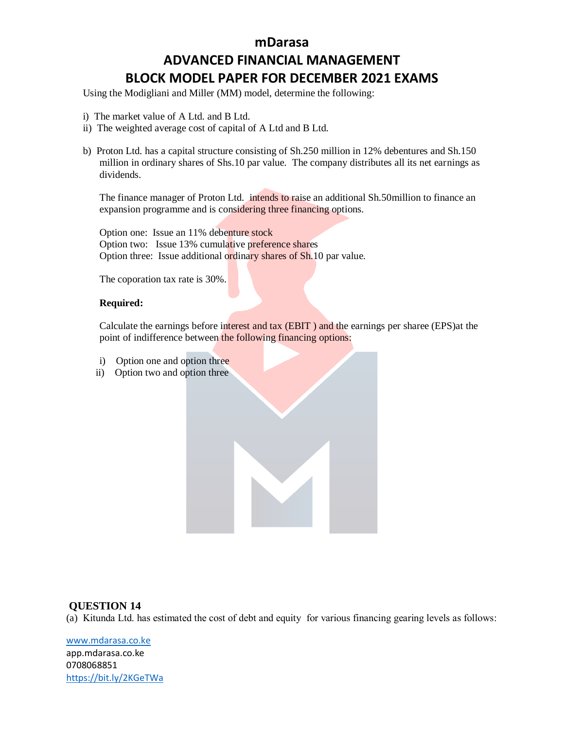Using the Modigliani and Miller (MM) model, determine the following:

i) The market value of A Ltd. and B Ltd.
ii) The weighted average cost of capital of A Ltd and B Ltd.

b) Proton Ltd. has a capital structure consisting of Sh.250 million in 12% debentures and Sh.150 million in ordinary shares of Shs.10 par value. The company distributes all its net earnings as dividends.

The finance manager of Proton Ltd. intends to raise an additional Sh.50million to finance an expansion programme and is considering three financing options.

Option one: Issue an 11% debenture stock
Option two: Issue 13% cumulative preference shares
Option three: Issue additional ordinary shares of Sh.10 par value.

The coporation tax rate is 30%.

**Required:**

Calculate the earnings before interest and tax (EBIT ) and the earnings per sharee (EPS)at the point of indifference between the following financing options:

i) Option one and option three
ii) Option two and option three

**QUESTION 14**

(a) Kitunda Ltd. has estimated the cost of debt and equity for various financing gearing levels as follows: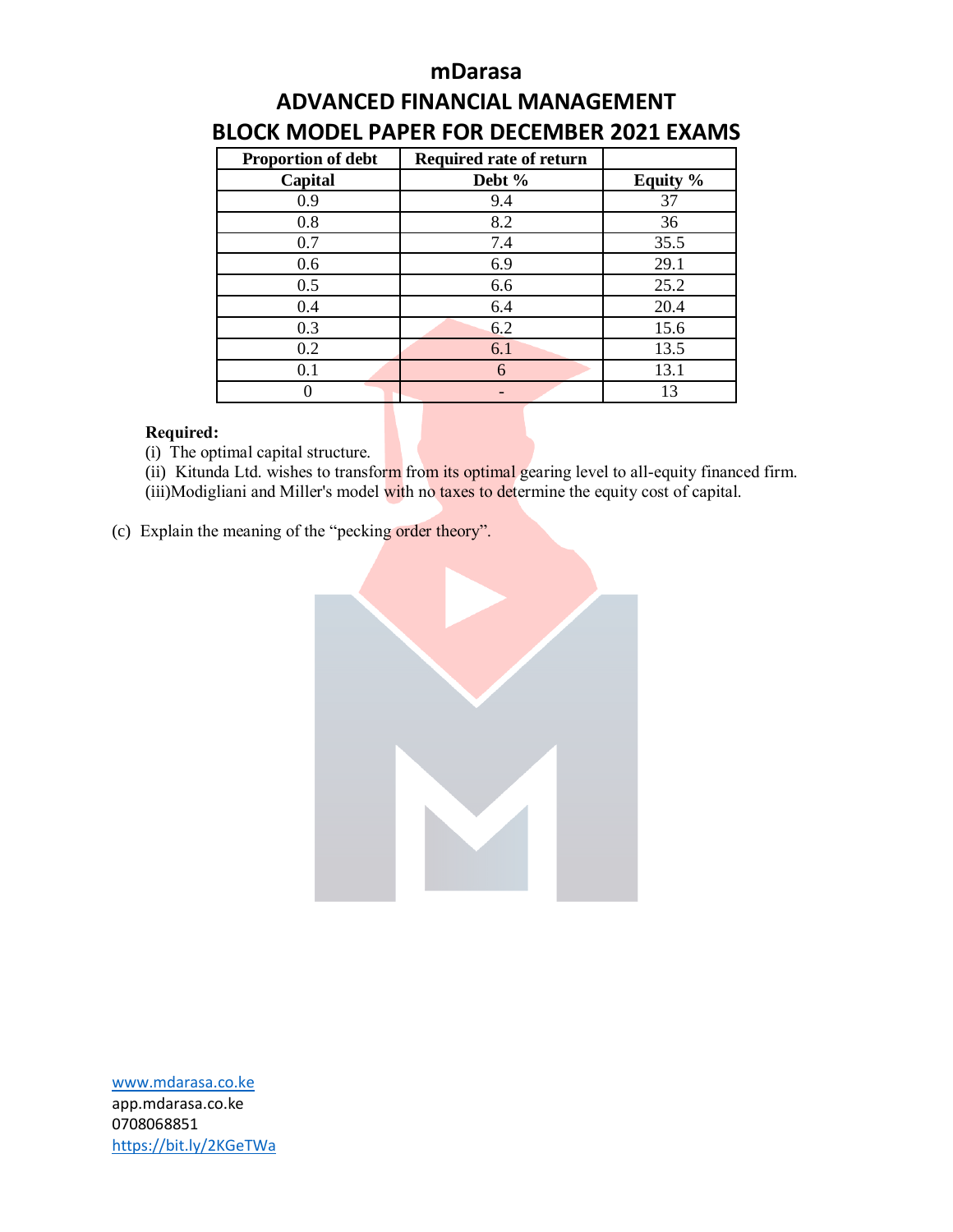| Proportion of debt | Required rate of return | |
|---|---|---|
| Capital | Debt % | Equity % |
| 0.9 | 9.4 | 37 |
| 0.8 | 8.2 | 36 |
| 0.7 | 7.4 | 35.5 |
| 0.6 | 6.9 | 29.1 |
| 0.5 | 6.6 | 25.2 |
| 0.4 | 6.4 | 20.4 |
| 0.3 | 6.2 | 15.6 |
| 0.2 | 6.1 | 13.5 |
| 0.1 | 6 | 13.1 |
| 0 | - | 13 |

**Required:**

(i) The optimal capital structure.

(ii) Kitunda Ltd. wishes to transform from its optimal gearing level to all-equity financed firm.

(iii) Modigliani and Miller's model with no taxes to determine the equity cost of capital.

(c) Explain the meaning of the "pecking order theory".